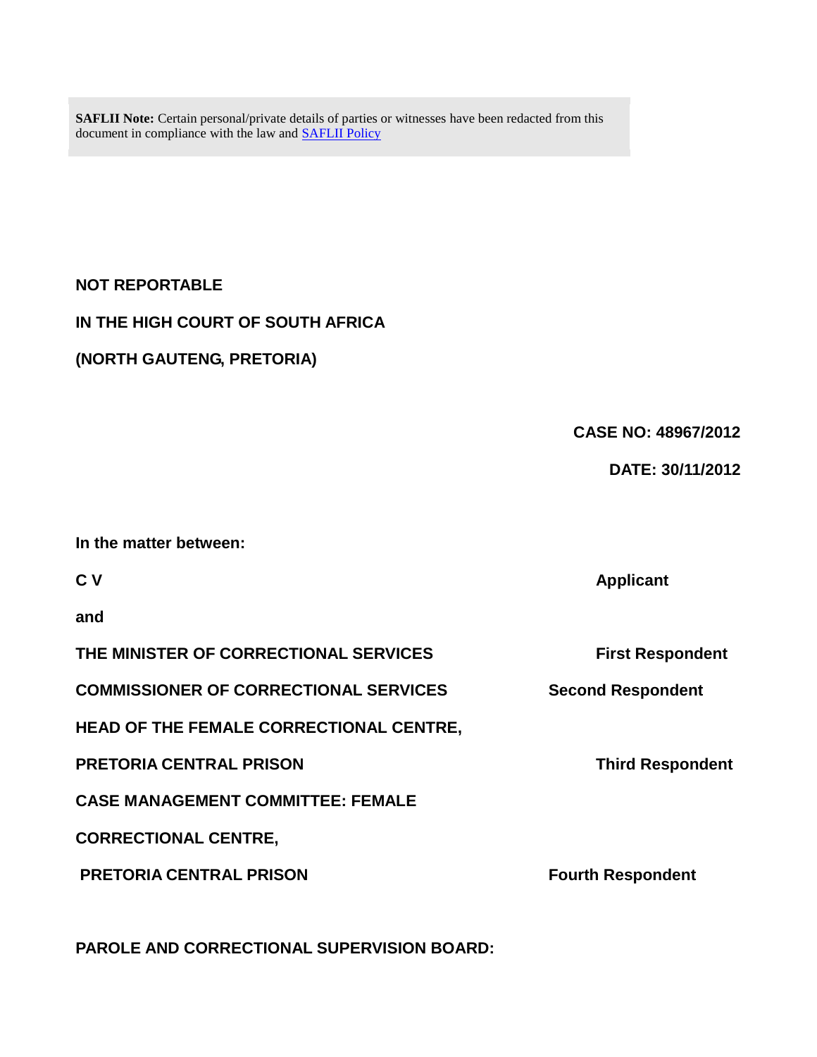**SAFLII Note:** Certain personal/private details of parties or witnesses have been redacted from this document in compliance with the law and [SAFLII Policy]

**NOT REPORTABLE**

**IN THE HIGH COURT OF SOUTH AFRICA**

**(NORTH GAUTENG, PRETORIA)**

**CASE NO: 48967/2012**

**DATE: 30/11/2012**

**In the matter between:**

**C V** — **Applicant**

**and**

**THE MINISTER OF CORRECTIONAL SERVICES** — **First Respondent**

**COMMISSIONER OF CORRECTIONAL SERVICES** — **Second Respondent**

**HEAD OF THE FEMALE CORRECTIONAL CENTRE,**

**PRETORIA CENTRAL PRISON** — **Third Respondent**

**CASE MANAGEMENT COMMITTEE: FEMALE**

**CORRECTIONAL CENTRE,**

**PRETORIA CENTRAL PRISON** — **Fourth Respondent**

**PAROLE AND CORRECTIONAL SUPERVISION BOARD:**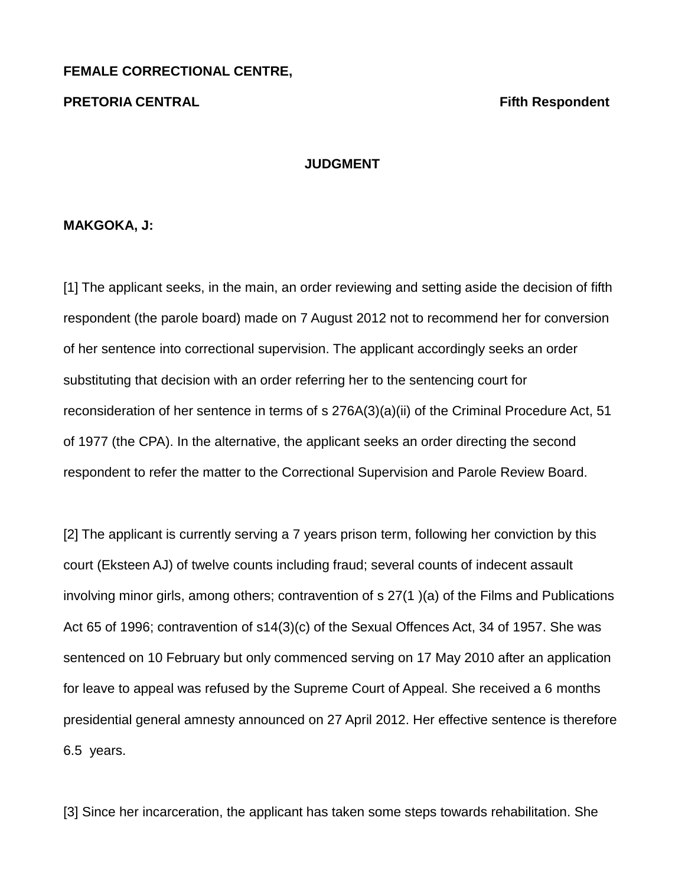**FEMALE CORRECTIONAL CENTRE,**

**PRETORIA CENTRAL** **Fifth Respondent**

**JUDGMENT**

**MAKGOKA, J:**

[1] The applicant seeks, in the main, an order reviewing and setting aside the decision of fifth respondent (the parole board) made on 7 August 2012 not to recommend her for conversion of her sentence into correctional supervision. The applicant accordingly seeks an order substituting that decision with an order referring her to the sentencing court for reconsideration of her sentence in terms of s 276A(3)(a)(ii) of the Criminal Procedure Act, 51 of 1977 (the CPA). In the alternative, the applicant seeks an order directing the second respondent to refer the matter to the Correctional Supervision and Parole Review Board.

[2] The applicant is currently serving a 7 years prison term, following her conviction by this court (Eksteen AJ) of twelve counts including fraud; several counts of indecent assault involving minor girls, among others; contravention of s 27(1 )(a) of the Films and Publications Act 65 of 1996; contravention of s14(3)(c) of the Sexual Offences Act, 34 of 1957. She was sentenced on 10 February but only commenced serving on 17 May 2010 after an application for leave to appeal was refused by the Supreme Court of Appeal. She received a 6 months presidential general amnesty announced on 27 April 2012. Her effective sentence is therefore 6.5 years.

[3] Since her incarceration, the applicant has taken some steps towards rehabilitation. She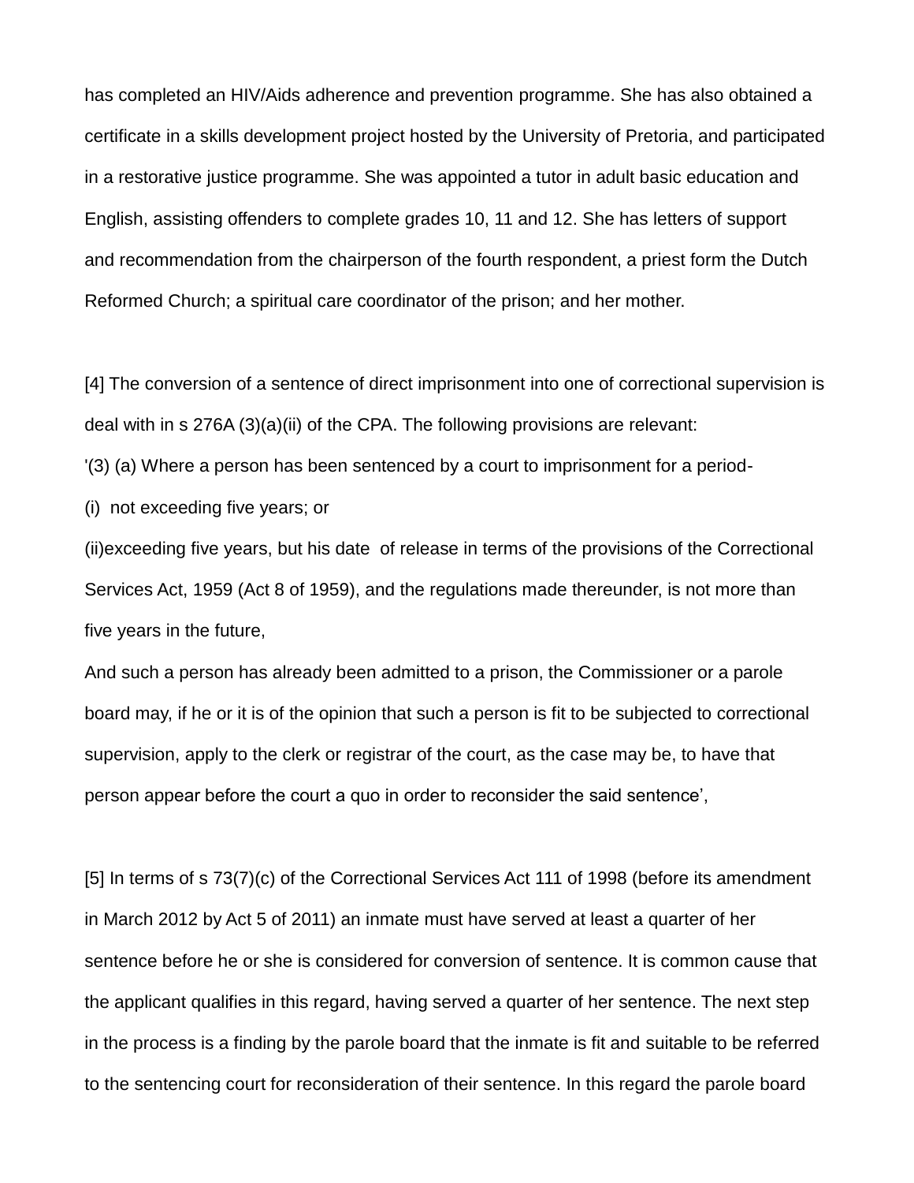has completed an HIV/Aids adherence and prevention programme. She has also obtained a certificate in a skills development project hosted by the University of Pretoria, and participated in a restorative justice programme. She was appointed a tutor in adult basic education and English, assisting offenders to complete grades 10, 11 and 12. She has letters of support and recommendation from the chairperson of the fourth respondent, a priest form the Dutch Reformed Church; a spiritual care coordinator of the prison; and her mother.

[4] The conversion of a sentence of direct imprisonment into one of correctional supervision is deal with in s 276A (3)(a)(ii) of the CPA. The following provisions are relevant:

'(3) (a) Where a person has been sentenced by a court to imprisonment for a period-

(i) not exceeding five years; or

(ii)exceeding five years, but his date of release in terms of the provisions of the Correctional Services Act, 1959 (Act 8 of 1959), and the regulations made thereunder, is not more than five years in the future,

And such a person has already been admitted to a prison, the Commissioner or a parole board may, if he or it is of the opinion that such a person is fit to be subjected to correctional supervision, apply to the clerk or registrar of the court, as the case may be, to have that person appear before the court a quo in order to reconsider the said sentence',

[5] In terms of s 73(7)(c) of the Correctional Services Act 111 of 1998 (before its amendment in March 2012 by Act 5 of 2011) an inmate must have served at least a quarter of her sentence before he or she is considered for conversion of sentence. It is common cause that the applicant qualifies in this regard, having served a quarter of her sentence. The next step in the process is a finding by the parole board that the inmate is fit and suitable to be referred to the sentencing court for reconsideration of their sentence. In this regard the parole board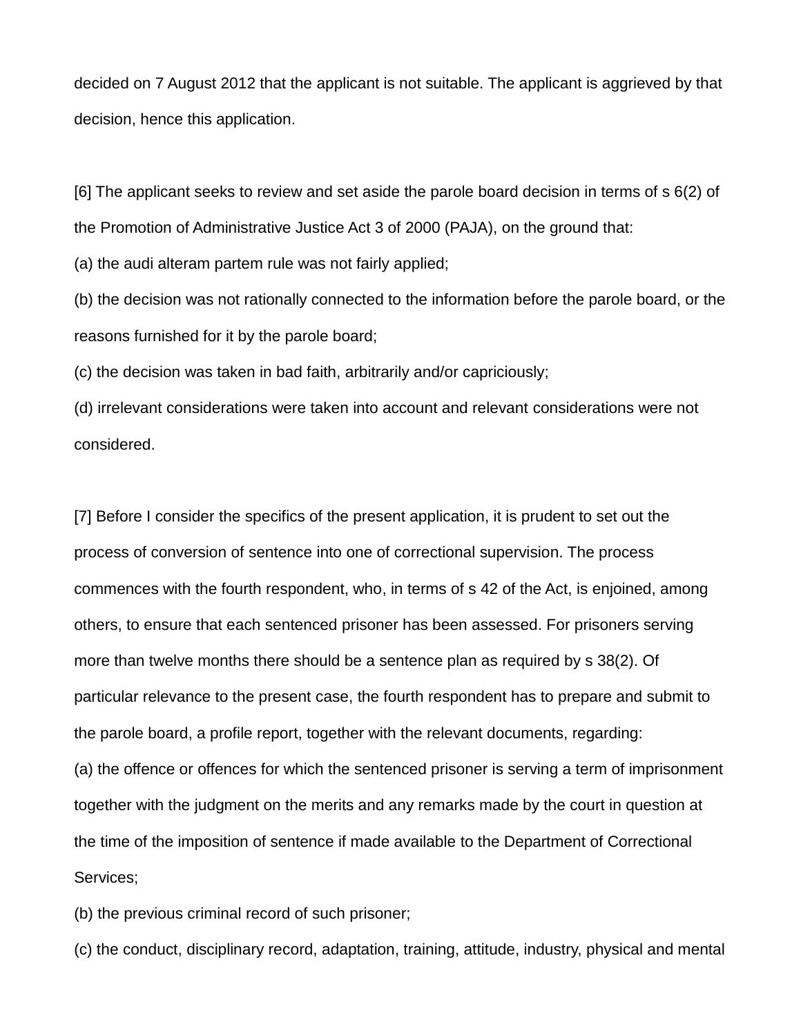decided on 7 August 2012 that the applicant is not suitable. The applicant is aggrieved by that decision, hence this application.

[6] The applicant seeks to review and set aside the parole board decision in terms of s 6(2) of the Promotion of Administrative Justice Act 3 of 2000 (PAJA), on the ground that:

(a) the audi alteram partem rule was not fairly applied;

(b) the decision was not rationally connected to the information before the parole board, or the reasons furnished for it by the parole board;

(c) the decision was taken in bad faith, arbitrarily and/or capriciously;

(d) irrelevant considerations were taken into account and relevant considerations were not considered.

[7] Before I consider the specifics of the present application, it is prudent to set out the process of conversion of sentence into one of correctional supervision. The process commences with the fourth respondent, who, in terms of s 42 of the Act, is enjoined, among others, to ensure that each sentenced prisoner has been assessed. For prisoners serving more than twelve months there should be a sentence plan as required by s 38(2). Of particular relevance to the present case, the fourth respondent has to prepare and submit to the parole board, a profile report, together with the relevant documents, regarding:

(a) the offence or offences for which the sentenced prisoner is serving a term of imprisonment together with the judgment on the merits and any remarks made by the court in question at the time of the imposition of sentence if made available to the Department of Correctional Services;

(b) the previous criminal record of such prisoner;

(c) the conduct, disciplinary record, adaptation, training, attitude, industry, physical and mental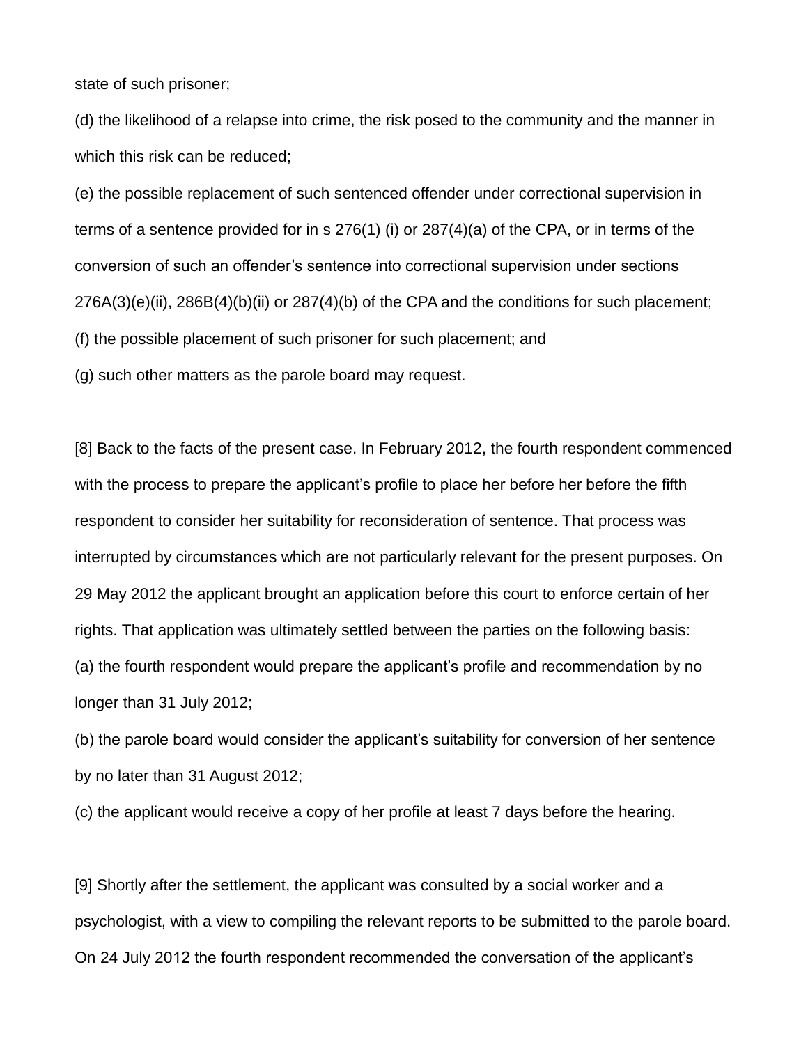state of such prisoner;

(d) the likelihood of a relapse into crime, the risk posed to the community and the manner in which this risk can be reduced;

(e) the possible replacement of such sentenced offender under correctional supervision in terms of a sentence provided for in s 276(1) (i) or 287(4)(a) of the CPA, or in terms of the conversion of such an offender's sentence into correctional supervision under sections 276A(3)(e)(ii), 286B(4)(b)(ii) or 287(4)(b) of the CPA and the conditions for such placement;

(f) the possible placement of such prisoner for such placement; and

(g) such other matters as the parole board may request.

[8] Back to the facts of the present case. In February 2012, the fourth respondent commenced with the process to prepare the applicant's profile to place her before her before the fifth respondent to consider her suitability for reconsideration of sentence. That process was interrupted by circumstances which are not particularly relevant for the present purposes. On 29 May 2012 the applicant brought an application before this court to enforce certain of her rights. That application was ultimately settled between the parties on the following basis:

(a) the fourth respondent would prepare the applicant's profile and recommendation by no longer than 31 July 2012;

(b) the parole board would consider the applicant's suitability for conversion of her sentence by no later than 31 August 2012;

(c) the applicant would receive a copy of her profile at least 7 days before the hearing.

[9] Shortly after the settlement, the applicant was consulted by a social worker and a psychologist, with a view to compiling the relevant reports to be submitted to the parole board. On 24 July 2012 the fourth respondent recommended the conversation of the applicant's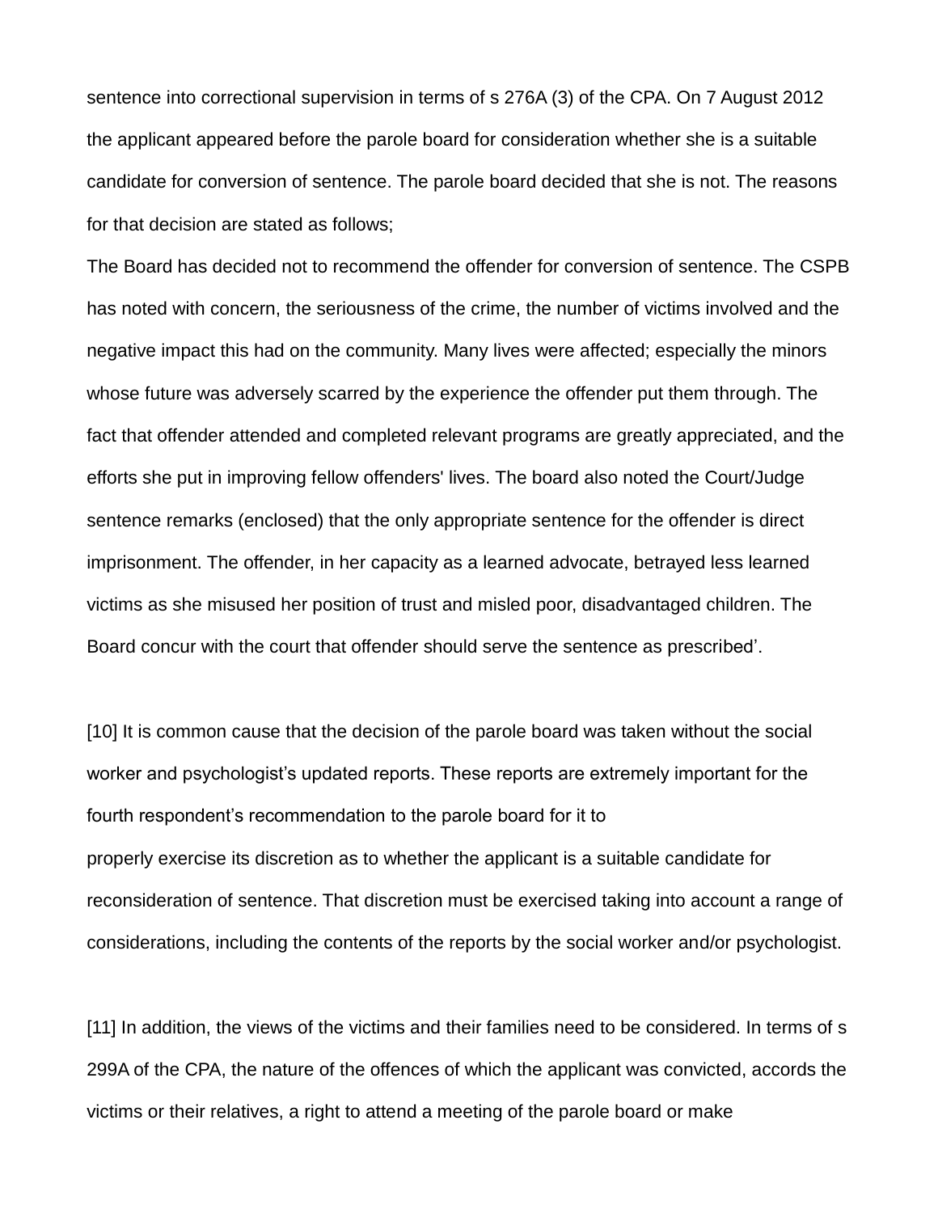sentence into correctional supervision in terms of s 276A (3) of the CPA. On 7 August 2012 the applicant appeared before the parole board for consideration whether she is a suitable candidate for conversion of sentence. The parole board decided that she is not. The reasons for that decision are stated as follows;

The Board has decided not to recommend the offender for conversion of sentence. The CSPB has noted with concern, the seriousness of the crime, the number of victims involved and the negative impact this had on the community. Many lives were affected; especially the minors whose future was adversely scarred by the experience the offender put them through. The fact that offender attended and completed relevant programs are greatly appreciated, and the efforts she put in improving fellow offenders' lives. The board also noted the Court/Judge sentence remarks (enclosed) that the only appropriate sentence for the offender is direct imprisonment. The offender, in her capacity as a learned advocate, betrayed less learned victims as she misused her position of trust and misled poor, disadvantaged children. The Board concur with the court that offender should serve the sentence as prescribed'.

[10] It is common cause that the decision of the parole board was taken without the social worker and psychologist's updated reports. These reports are extremely important for the fourth respondent's recommendation to the parole board for it to properly exercise its discretion as to whether the applicant is a suitable candidate for reconsideration of sentence. That discretion must be exercised taking into account a range of considerations, including the contents of the reports by the social worker and/or psychologist.

[11] In addition, the views of the victims and their families need to be considered. In terms of s 299A of the CPA, the nature of the offences of which the applicant was convicted, accords the victims or their relatives, a right to attend a meeting of the parole board or make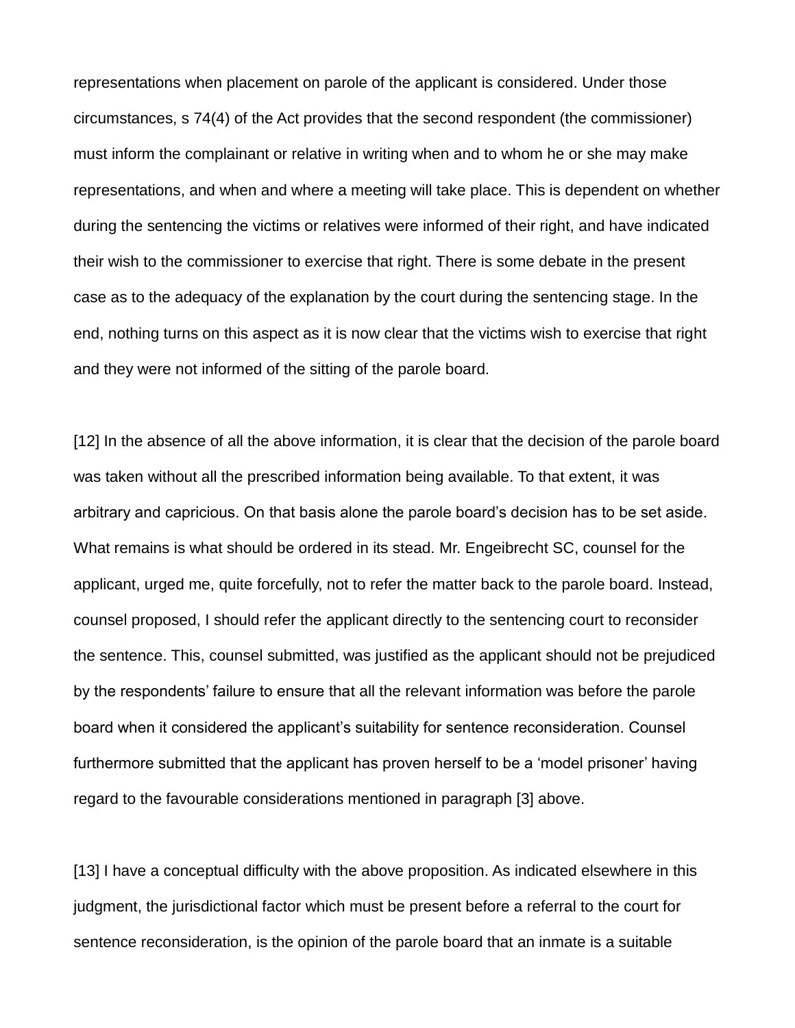representations when placement on parole of the applicant is considered. Under those circumstances, s 74(4) of the Act provides that the second respondent (the commissioner) must inform the complainant or relative in writing when and to whom he or she may make representations, and when and where a meeting will take place. This is dependent on whether during the sentencing the victims or relatives were informed of their right, and have indicated their wish to the commissioner to exercise that right. There is some debate in the present case as to the adequacy of the explanation by the court during the sentencing stage. In the end, nothing turns on this aspect as it is now clear that the victims wish to exercise that right and they were not informed of the sitting of the parole board.

[12] In the absence of all the above information, it is clear that the decision of the parole board was taken without all the prescribed information being available. To that extent, it was arbitrary and capricious. On that basis alone the parole board's decision has to be set aside. What remains is what should be ordered in its stead. Mr. Engeibrecht SC, counsel for the applicant, urged me, quite forcefully, not to refer the matter back to the parole board. Instead, counsel proposed, I should refer the applicant directly to the sentencing court to reconsider the sentence. This, counsel submitted, was justified as the applicant should not be prejudiced by the respondents' failure to ensure that all the relevant information was before the parole board when it considered the applicant's suitability for sentence reconsideration. Counsel furthermore submitted that the applicant has proven herself to be a 'model prisoner' having regard to the favourable considerations mentioned in paragraph [3] above.

[13] I have a conceptual difficulty with the above proposition. As indicated elsewhere in this judgment, the jurisdictional factor which must be present before a referral to the court for sentence reconsideration, is the opinion of the parole board that an inmate is a suitable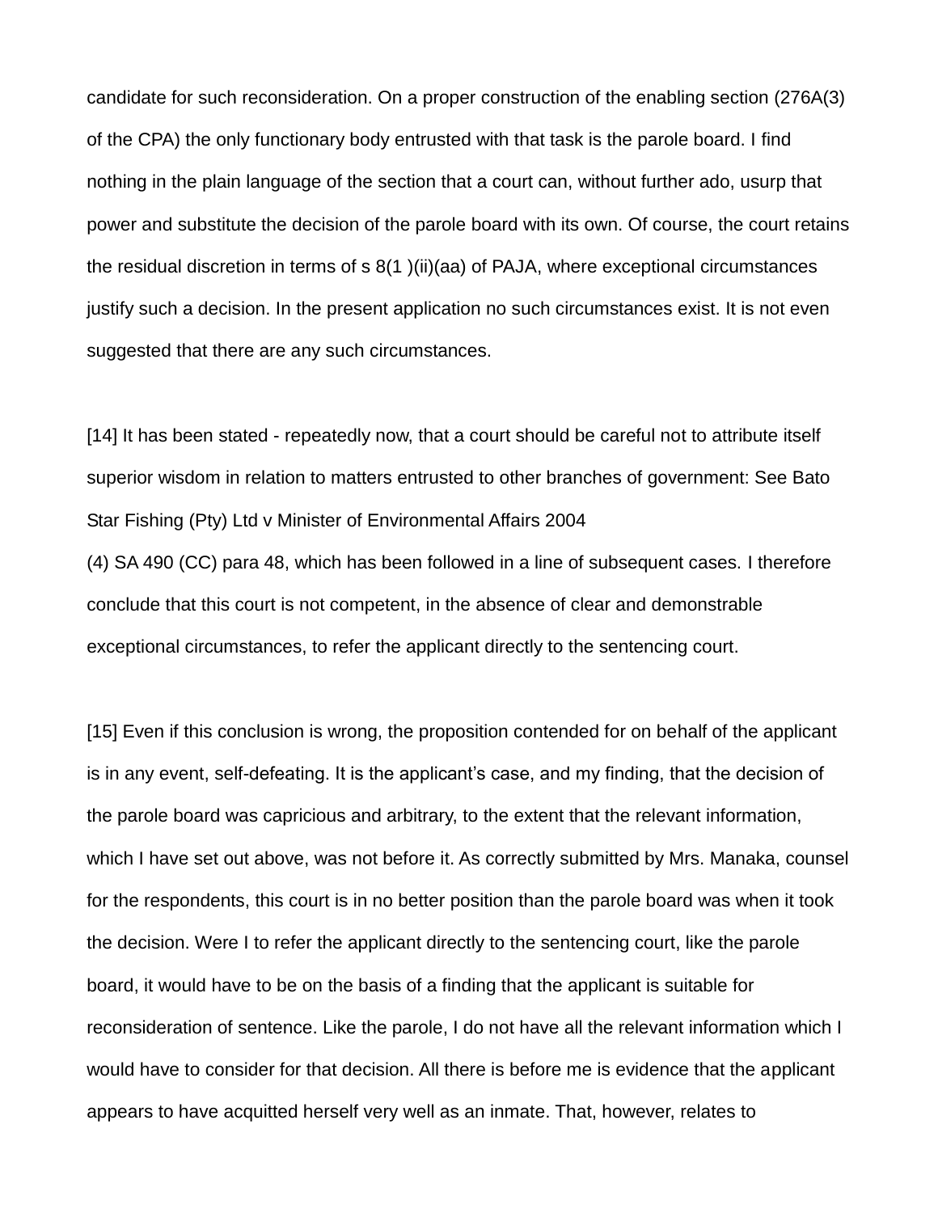candidate for such reconsideration. On a proper construction of the enabling section (276A(3) of the CPA) the only functionary body entrusted with that task is the parole board. I find nothing in the plain language of the section that a court can, without further ado, usurp that power and substitute the decision of the parole board with its own. Of course, the court retains the residual discretion in terms of s 8(1 )(ii)(aa) of PAJA, where exceptional circumstances justify such a decision. In the present application no such circumstances exist. It is not even suggested that there are any such circumstances.

[14] It has been stated - repeatedly now, that a court should be careful not to attribute itself superior wisdom in relation to matters entrusted to other branches of government: See Bato Star Fishing (Pty) Ltd v Minister of Environmental Affairs 2004 (4) SA 490 (CC) para 48, which has been followed in a line of subsequent cases. I therefore conclude that this court is not competent, in the absence of clear and demonstrable exceptional circumstances, to refer the applicant directly to the sentencing court.

[15] Even if this conclusion is wrong, the proposition contended for on behalf of the applicant is in any event, self-defeating. It is the applicant's case, and my finding, that the decision of the parole board was capricious and arbitrary, to the extent that the relevant information, which I have set out above, was not before it. As correctly submitted by Mrs. Manaka, counsel for the respondents, this court is in no better position than the parole board was when it took the decision. Were I to refer the applicant directly to the sentencing court, like the parole board, it would have to be on the basis of a finding that the applicant is suitable for reconsideration of sentence. Like the parole, I do not have all the relevant information which I would have to consider for that decision. All there is before me is evidence that the applicant appears to have acquitted herself very well as an inmate. That, however, relates to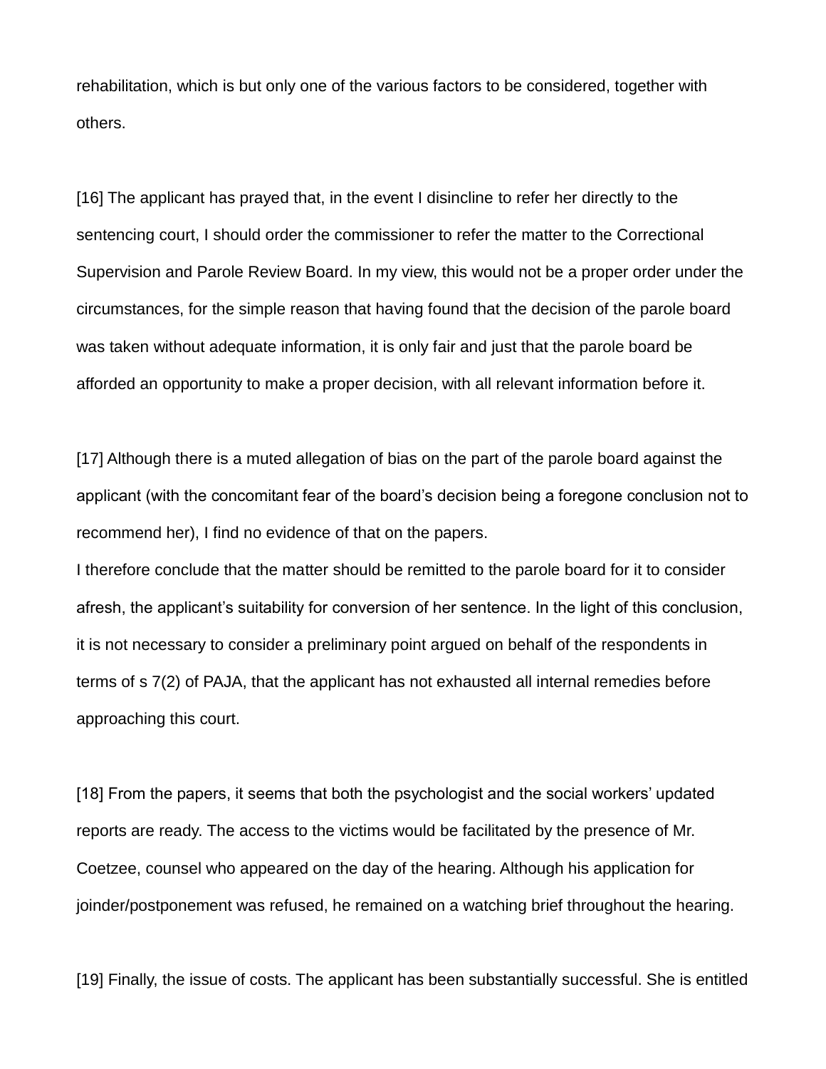rehabilitation, which is but only one of the various factors to be considered, together with others.

[16] The applicant has prayed that, in the event I disincline to refer her directly to the sentencing court, I should order the commissioner to refer the matter to the Correctional Supervision and Parole Review Board. In my view, this would not be a proper order under the circumstances, for the simple reason that having found that the decision of the parole board was taken without adequate information, it is only fair and just that the parole board be afforded an opportunity to make a proper decision, with all relevant information before it.

[17] Although there is a muted allegation of bias on the part of the parole board against the applicant (with the concomitant fear of the board's decision being a foregone conclusion not to recommend her), I find no evidence of that on the papers.
I therefore conclude that the matter should be remitted to the parole board for it to consider afresh, the applicant's suitability for conversion of her sentence. In the light of this conclusion, it is not necessary to consider a preliminary point argued on behalf of the respondents in terms of s 7(2) of PAJA, that the applicant has not exhausted all internal remedies before approaching this court.

[18] From the papers, it seems that both the psychologist and the social workers' updated reports are ready. The access to the victims would be facilitated by the presence of Mr. Coetzee, counsel who appeared on the day of the hearing. Although his application for joinder/postponement was refused, he remained on a watching brief throughout the hearing.

[19] Finally, the issue of costs. The applicant has been substantially successful. She is entitled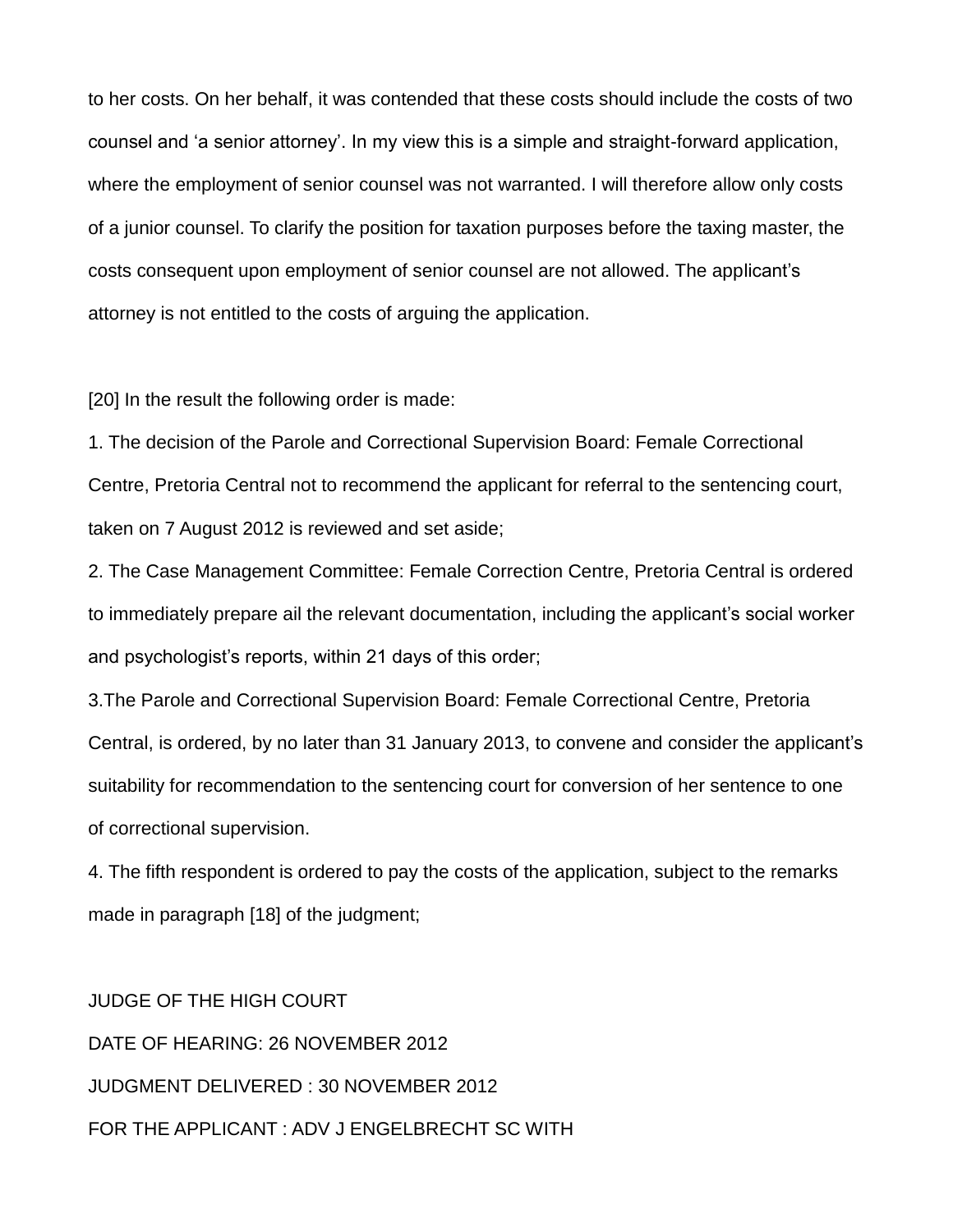to her costs. On her behalf, it was contended that these costs should include the costs of two counsel and 'a senior attorney'. In my view this is a simple and straight-forward application, where the employment of senior counsel was not warranted. I will therefore allow only costs of a junior counsel. To clarify the position for taxation purposes before the taxing master, the costs consequent upon employment of senior counsel are not allowed. The applicant's attorney is not entitled to the costs of arguing the application.

[20] In the result the following order is made:

1. The decision of the Parole and Correctional Supervision Board: Female Correctional Centre, Pretoria Central not to recommend the applicant for referral to the sentencing court, taken on 7 August 2012 is reviewed and set aside;

2. The Case Management Committee: Female Correction Centre, Pretoria Central is ordered to immediately prepare ail the relevant documentation, including the applicant's social worker and psychologist's reports, within 21 days of this order;

3.The Parole and Correctional Supervision Board: Female Correctional Centre, Pretoria Central, is ordered, by no later than 31 January 2013, to convene and consider the applicant's suitability for recommendation to the sentencing court for conversion of her sentence to one of correctional supervision.

4. The fifth respondent is ordered to pay the costs of the application, subject to the remarks made in paragraph [18] of the judgment;

JUDGE OF THE HIGH COURT

DATE OF HEARING: 26 NOVEMBER 2012

JUDGMENT DELIVERED : 30 NOVEMBER 2012

FOR THE APPLICANT : ADV J ENGELBRECHT SC WITH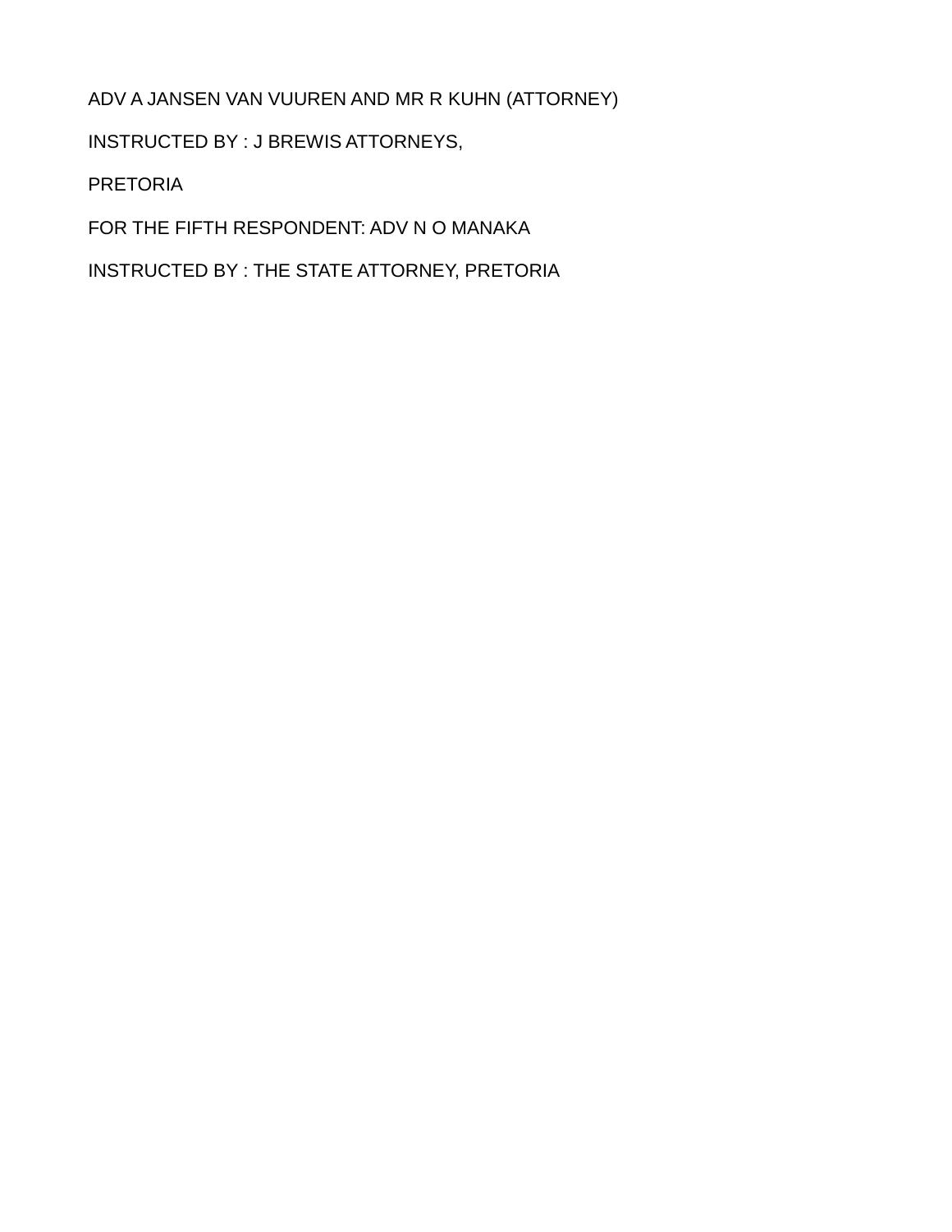ADV A JANSEN VAN VUUREN AND MR R KUHN (ATTORNEY)

INSTRUCTED BY : J BREWIS ATTORNEYS,

PRETORIA

FOR THE FIFTH RESPONDENT: ADV N O MANAKA

INSTRUCTED BY : THE STATE ATTORNEY, PRETORIA